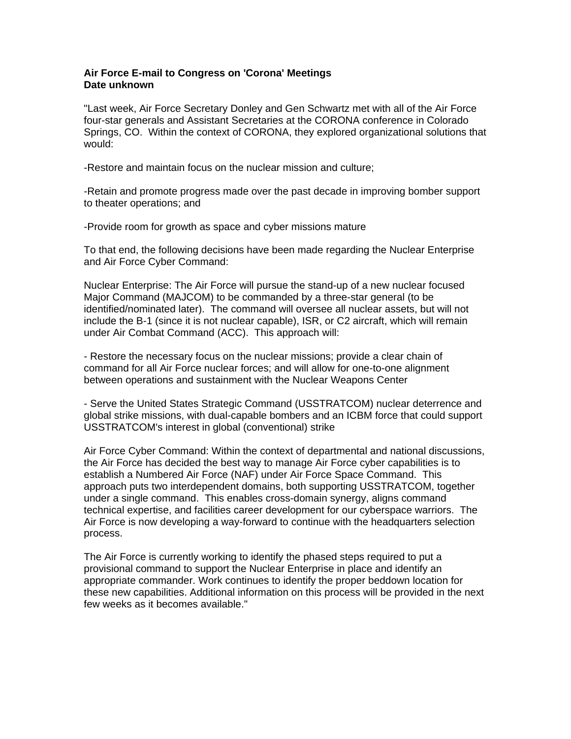**Air Force E-mail to Congress on 'Corona' Meetings**
**Date unknown**

"Last week, Air Force Secretary Donley and Gen Schwartz met with all of the Air Force four-star generals and Assistant Secretaries at the CORONA conference in Colorado Springs, CO. Within the context of CORONA, they explored organizational solutions that would:

-Restore and maintain focus on the nuclear mission and culture;

-Retain and promote progress made over the past decade in improving bomber support to theater operations; and

-Provide room for growth as space and cyber missions mature

To that end, the following decisions have been made regarding the Nuclear Enterprise and Air Force Cyber Command:

Nuclear Enterprise: The Air Force will pursue the stand-up of a new nuclear focused Major Command (MAJCOM) to be commanded by a three-star general (to be identified/nominated later). The command will oversee all nuclear assets, but will not include the B-1 (since it is not nuclear capable), ISR, or C2 aircraft, which will remain under Air Combat Command (ACC). This approach will:

- Restore the necessary focus on the nuclear missions; provide a clear chain of command for all Air Force nuclear forces; and will allow for one-to-one alignment between operations and sustainment with the Nuclear Weapons Center

- Serve the United States Strategic Command (USSTRATCOM) nuclear deterrence and global strike missions, with dual-capable bombers and an ICBM force that could support USSTRATCOM's interest in global (conventional) strike

Air Force Cyber Command: Within the context of departmental and national discussions, the Air Force has decided the best way to manage Air Force cyber capabilities is to establish a Numbered Air Force (NAF) under Air Force Space Command. This approach puts two interdependent domains, both supporting USSTRATCOM, together under a single command. This enables cross-domain synergy, aligns command technical expertise, and facilities career development for our cyberspace warriors. The Air Force is now developing a way-forward to continue with the headquarters selection process.

The Air Force is currently working to identify the phased steps required to put a provisional command to support the Nuclear Enterprise in place and identify an appropriate commander. Work continues to identify the proper beddown location for these new capabilities. Additional information on this process will be provided in the next few weeks as it becomes available."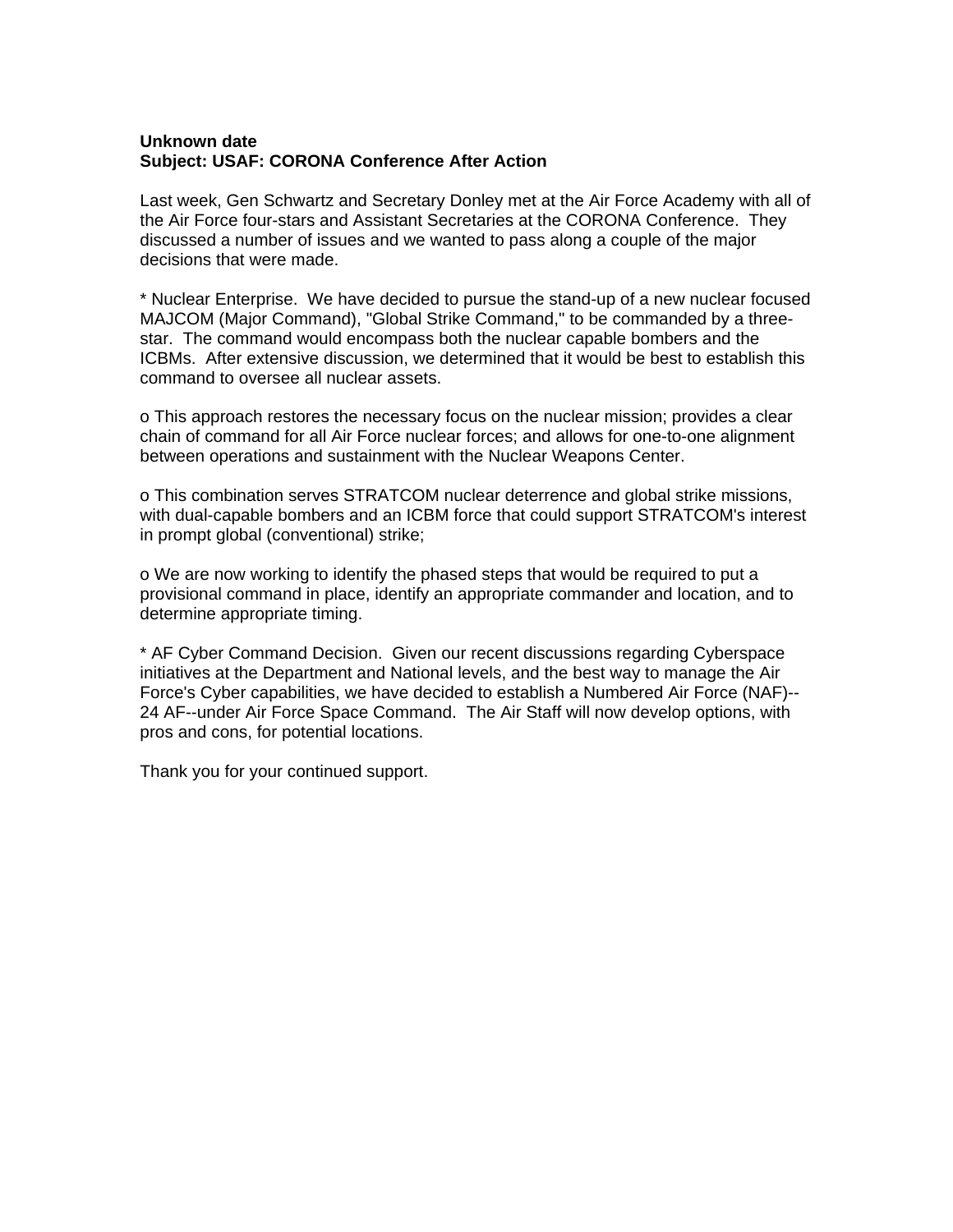**Unknown date**
**Subject: USAF: CORONA Conference After Action**

Last week, Gen Schwartz and Secretary Donley met at the Air Force Academy with all of the Air Force four-stars and Assistant Secretaries at the CORONA Conference. They discussed a number of issues and we wanted to pass along a couple of the major decisions that were made.

* Nuclear Enterprise. We have decided to pursue the stand-up of a new nuclear focused MAJCOM (Major Command), "Global Strike Command," to be commanded by a three-star. The command would encompass both the nuclear capable bombers and the ICBMs. After extensive discussion, we determined that it would be best to establish this command to oversee all nuclear assets.

o This approach restores the necessary focus on the nuclear mission; provides a clear chain of command for all Air Force nuclear forces; and allows for one-to-one alignment between operations and sustainment with the Nuclear Weapons Center.

o This combination serves STRATCOM nuclear deterrence and global strike missions, with dual-capable bombers and an ICBM force that could support STRATCOM's interest in prompt global (conventional) strike;

o We are now working to identify the phased steps that would be required to put a provisional command in place, identify an appropriate commander and location, and to determine appropriate timing.

* AF Cyber Command Decision. Given our recent discussions regarding Cyberspace initiatives at the Department and National levels, and the best way to manage the Air Force's Cyber capabilities, we have decided to establish a Numbered Air Force (NAF)--24 AF--under Air Force Space Command. The Air Staff will now develop options, with pros and cons, for potential locations.

Thank you for your continued support.